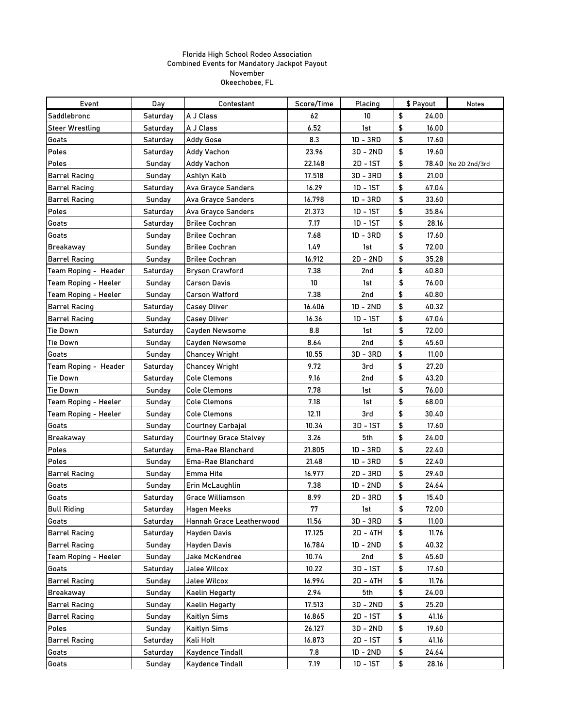Florida High School Rodeo Association
Combined Events for Mandatory Jackpot Payout
November
Okeechobee, FL

| Event | Day | Contestant | Score/Time | Placing | $ Payout | Notes |
|---|---|---|---|---|---|---|
| Saddlebronc | Saturday | A J Class | 62 | 10 | $ 24.00 | |
| Steer Wrestling | Saturday | A J Class | 6.52 | 1st | $ 16.00 | |
| Goats | Saturday | Addy Gose | 8.3 | 1D - 3RD | $ 17.60 | |
| Poles | Saturday | Addy Vachon | 23.96 | 3D - 2ND | $ 19.60 | |
| Poles | Sunday | Addy Vachon | 22.148 | 2D - 1ST | $ 78.40 | No 2D 2nd/3rd |
| Barrel Racing | Sunday | Ashlyn Kalb | 17.518 | 3D - 3RD | $ 21.00 | |
| Barrel Racing | Saturday | Ava Grayce Sanders | 16.29 | 1D - 1ST | $ 47.04 | |
| Barrel Racing | Sunday | Ava Grayce Sanders | 16.798 | 1D - 3RD | $ 33.60 | |
| Poles | Saturday | Ava Grayce Sanders | 21.373 | 1D - 1ST | $ 35.84 | |
| Goats | Saturday | Brilee Cochran | 7.17 | 1D - 1ST | $ 28.16 | |
| Goats | Sunday | Brilee Cochran | 7.68 | 1D - 3RD | $ 17.60 | |
| Breakaway | Sunday | Brilee Cochran | 1.49 | 1st | $ 72.00 | |
| Barrel Racing | Sunday | Brilee Cochran | 16.912 | 2D - 2ND | $ 35.28 | |
| Team Roping - Header | Saturday | Bryson Crawford | 7.38 | 2nd | $ 40.80 | |
| Team Roping - Heeler | Sunday | Carson Davis | 10 | 1st | $ 76.00 | |
| Team Roping - Heeler | Sunday | Carson Watford | 7.38 | 2nd | $ 40.80 | |
| Barrel Racing | Saturday | Casey Oliver | 16.406 | 1D - 2ND | $ 40.32 | |
| Barrel Racing | Sunday | Casey Oliver | 16.36 | 1D - 1ST | $ 47.04 | |
| Tie Down | Saturday | Cayden Newsome | 8.8 | 1st | $ 72.00 | |
| Tie Down | Sunday | Cayden Newsome | 8.64 | 2nd | $ 45.60 | |
| Goats | Sunday | Chancey Wright | 10.55 | 3D - 3RD | $ 11.00 | |
| Team Roping - Header | Saturday | Chancey Wright | 9.72 | 3rd | $ 27.20 | |
| Tie Down | Saturday | Cole Clemons | 9.16 | 2nd | $ 43.20 | |
| Tie Down | Sunday | Cole Clemons | 7.78 | 1st | $ 76.00 | |
| Team Roping - Heeler | Sunday | Cole Clemons | 7.18 | 1st | $ 68.00 | |
| Team Roping - Heeler | Sunday | Cole Clemons | 12.11 | 3rd | $ 30.40 | |
| Goats | Sunday | Courtney Carbajal | 10.34 | 3D - 1ST | $ 17.60 | |
| Breakaway | Saturday | Courtney Grace Stalvey | 3.26 | 5th | $ 24.00 | |
| Poles | Saturday | Ema-Rae Blanchard | 21.805 | 1D - 3RD | $ 22.40 | |
| Poles | Sunday | Ema-Rae Blanchard | 21.48 | 1D - 3RD | $ 22.40 | |
| Barrel Racing | Sunday | Emma Hite | 16.977 | 2D - 3RD | $ 29.40 | |
| Goats | Sunday | Erin McLaughlin | 7.38 | 1D - 2ND | $ 24.64 | |
| Goats | Saturday | Grace Williamson | 8.99 | 2D - 3RD | $ 15.40 | |
| Bull Riding | Saturday | Hagen Meeks | 77 | 1st | $ 72.00 | |
| Goats | Saturday | Hannah Grace Leatherwood | 11.56 | 3D - 3RD | $ 11.00 | |
| Barrel Racing | Saturday | Hayden Davis | 17.125 | 2D - 4TH | $ 11.76 | |
| Barrel Racing | Sunday | Hayden Davis | 16.784 | 1D - 2ND | $ 40.32 | |
| Team Roping - Heeler | Sunday | Jake McKendree | 10.74 | 2nd | $ 45.60 | |
| Goats | Saturday | Jalee Wilcox | 10.22 | 3D - 1ST | $ 17.60 | |
| Barrel Racing | Sunday | Jalee Wilcox | 16.994 | 2D - 4TH | $ 11.76 | |
| Breakaway | Sunday | Kaelin Hegarty | 2.94 | 5th | $ 24.00 | |
| Barrel Racing | Sunday | Kaelin Hegarty | 17.513 | 3D - 2ND | $ 25.20 | |
| Barrel Racing | Sunday | Kaitlyn Sims | 16.865 | 2D - 1ST | $ 41.16 | |
| Poles | Sunday | Kaitlyn Sims | 26.127 | 3D - 2ND | $ 19.60 | |
| Barrel Racing | Saturday | Kali Holt | 16.873 | 2D - 1ST | $ 41.16 | |
| Goats | Saturday | Kaydence Tindall | 7.8 | 1D - 2ND | $ 24.64 | |
| Goats | Sunday | Kaydence Tindall | 7.19 | 1D - 1ST | $ 28.16 | |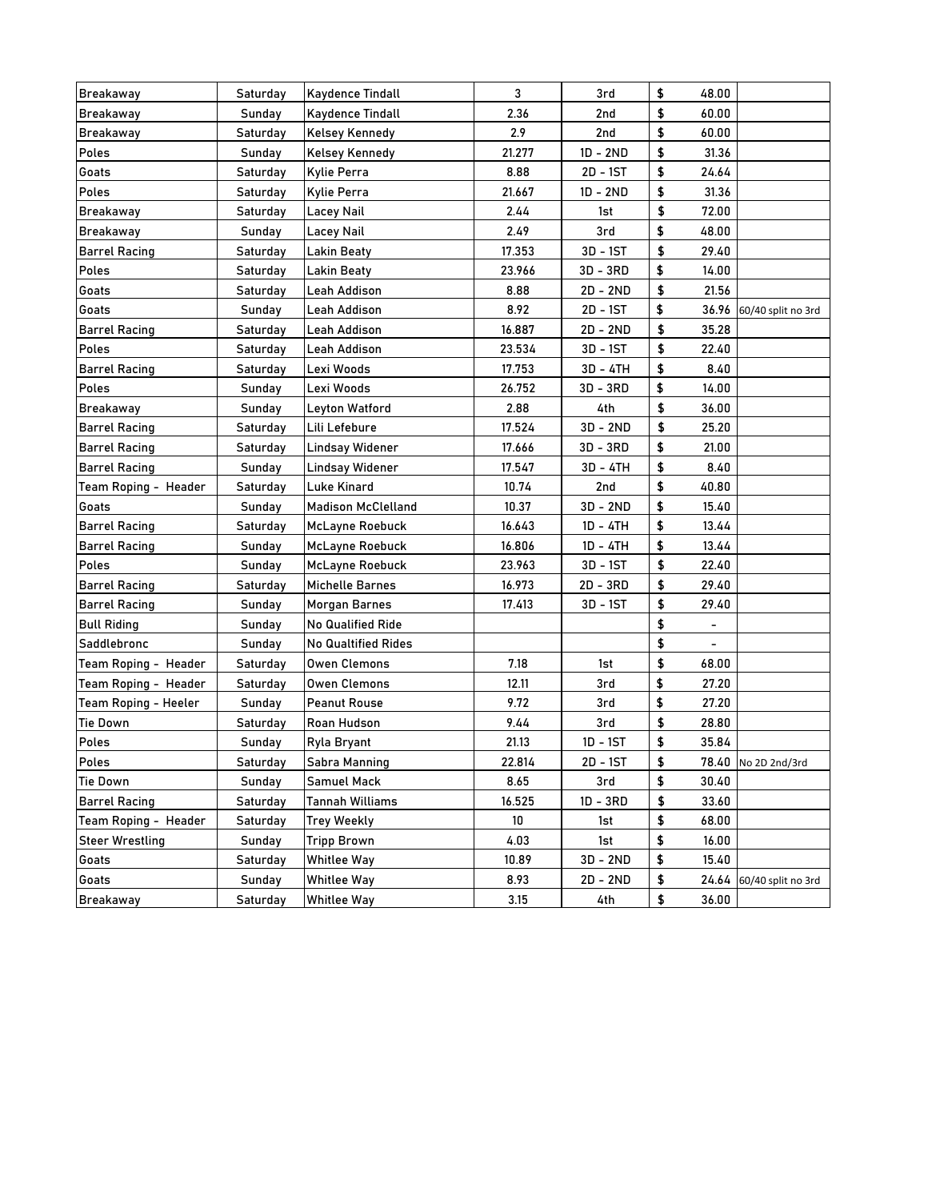| | | | | | | |
|---|---|---|---|---|---|---|
| Breakaway | Saturday | Kaydence Tindall | 3 | 3rd | $ 48.00 | |
| Breakaway | Sunday | Kaydence Tindall | 2.36 | 2nd | $ 60.00 | |
| Breakaway | Saturday | Kelsey Kennedy | 2.9 | 2nd | $ 60.00 | |
| Poles | Sunday | Kelsey Kennedy | 21.277 | 1D - 2ND | $ 31.36 | |
| Goats | Saturday | Kylie Perra | 8.88 | 2D - 1ST | $ 24.64 | |
| Poles | Saturday | Kylie Perra | 21.667 | 1D - 2ND | $ 31.36 | |
| Breakaway | Saturday | Lacey Nail | 2.44 | 1st | $ 72.00 | |
| Breakaway | Sunday | Lacey Nail | 2.49 | 3rd | $ 48.00 | |
| Barrel Racing | Saturday | Lakin Beaty | 17.353 | 3D - 1ST | $ 29.40 | |
| Poles | Saturday | Lakin Beaty | 23.966 | 3D - 3RD | $ 14.00 | |
| Goats | Saturday | Leah Addison | 8.88 | 2D - 2ND | $ 21.56 | |
| Goats | Sunday | Leah Addison | 8.92 | 2D - 1ST | $ 36.96 | 60/40 split no 3rd |
| Barrel Racing | Saturday | Leah Addison | 16.887 | 2D - 2ND | $ 35.28 | |
| Poles | Saturday | Leah Addison | 23.534 | 3D - 1ST | $ 22.40 | |
| Barrel Racing | Saturday | Lexi Woods | 17.753 | 3D - 4TH | $ 8.40 | |
| Poles | Sunday | Lexi Woods | 26.752 | 3D - 3RD | $ 14.00 | |
| Breakaway | Sunday | Leyton Watford | 2.88 | 4th | $ 36.00 | |
| Barrel Racing | Saturday | Lili Lefebure | 17.524 | 3D - 2ND | $ 25.20 | |
| Barrel Racing | Saturday | Lindsay Widener | 17.666 | 3D - 3RD | $ 21.00 | |
| Barrel Racing | Sunday | Lindsay Widener | 17.547 | 3D - 4TH | $ 8.40 | |
| Team Roping - Header | Saturday | Luke Kinard | 10.74 | 2nd | $ 40.80 | |
| Goats | Sunday | Madison McClelland | 10.37 | 3D - 2ND | $ 15.40 | |
| Barrel Racing | Saturday | McLayne Roebuck | 16.643 | 1D - 4TH | $ 13.44 | |
| Barrel Racing | Sunday | McLayne Roebuck | 16.806 | 1D - 4TH | $ 13.44 | |
| Poles | Sunday | McLayne Roebuck | 23.963 | 3D - 1ST | $ 22.40 | |
| Barrel Racing | Saturday | Michelle Barnes | 16.973 | 2D - 3RD | $ 29.40 | |
| Barrel Racing | Sunday | Morgan Barnes | 17.413 | 3D - 1ST | $ 29.40 | |
| Bull Riding | Sunday | No Qualified Ride | | | $ - | |
| Saddlebronc | Sunday | No Qualtified Rides | | | $ - | |
| Team Roping - Header | Saturday | Owen Clemons | 7.18 | 1st | $ 68.00 | |
| Team Roping - Header | Saturday | Owen Clemons | 12.11 | 3rd | $ 27.20 | |
| Team Roping - Heeler | Sunday | Peanut Rouse | 9.72 | 3rd | $ 27.20 | |
| Tie Down | Saturday | Roan Hudson | 9.44 | 3rd | $ 28.80 | |
| Poles | Sunday | Ryla Bryant | 21.13 | 1D - 1ST | $ 35.84 | |
| Poles | Saturday | Sabra Manning | 22.814 | 2D - 1ST | $ 78.40 | No 2D 2nd/3rd |
| Tie Down | Sunday | Samuel Mack | 8.65 | 3rd | $ 30.40 | |
| Barrel Racing | Saturday | Tannah Williams | 16.525 | 1D - 3RD | $ 33.60 | |
| Team Roping - Header | Saturday | Trey Weekly | 10 | 1st | $ 68.00 | |
| Steer Wrestling | Sunday | Tripp Brown | 4.03 | 1st | $ 16.00 | |
| Goats | Saturday | Whitlee Way | 10.89 | 3D - 2ND | $ 15.40 | |
| Goats | Sunday | Whitlee Way | 8.93 | 2D - 2ND | $ 24.64 | 60/40 split no 3rd |
| Breakaway | Saturday | Whitlee Way | 3.15 | 4th | $ 36.00 | |